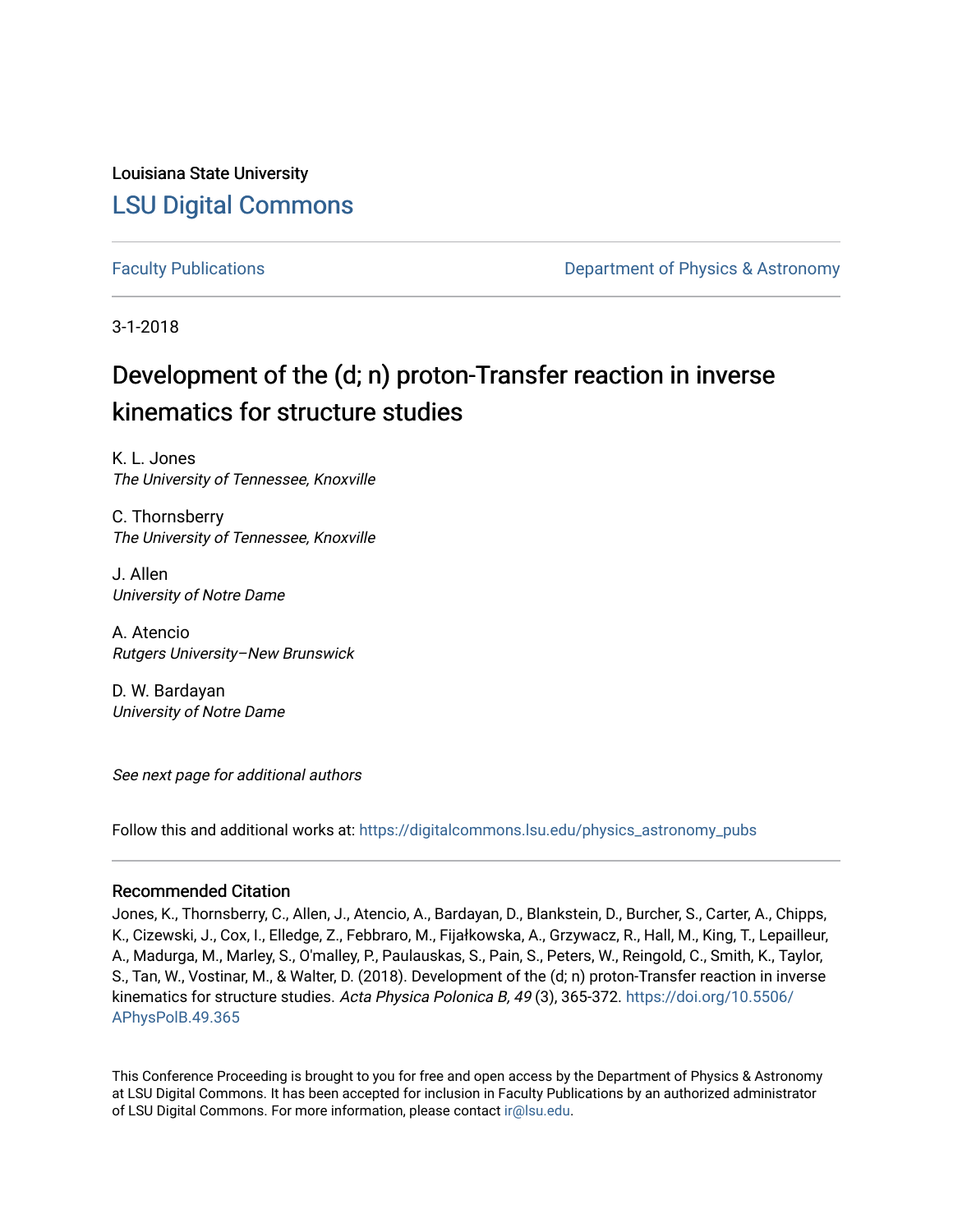Louisiana State University

# LSU Digital Commons

Faculty Publications | Department of Physics & Astronomy

3-1-2018

# Development of the (d; n) proton-Transfer reaction in inverse kinematics for structure studies

K. L. Jones
*The University of Tennessee, Knoxville*

C. Thornsberry
*The University of Tennessee, Knoxville*

J. Allen
*University of Notre Dame*

A. Atencio
*Rutgers University–New Brunswick*

D. W. Bardayan
*University of Notre Dame*

*See next page for additional authors*

Follow this and additional works at: https://digitalcommons.lsu.edu/physics_astronomy_pubs

## Recommended Citation

Jones, K., Thornsberry, C., Allen, J., Atencio, A., Bardayan, D., Blankstein, D., Burcher, S., Carter, A., Chipps, K., Cizewski, J., Cox, I., Elledge, Z., Febbraro, M., Fijałkowska, A., Grzywacz, R., Hall, M., King, T., Lepailleur, A., Madurga, M., Marley, S., O'malley, P., Paulauskas, S., Pain, S., Peters, W., Reingold, C., Smith, K., Taylor, S., Tan, W., Vostinar, M., & Walter, D. (2018). Development of the (d; n) proton-Transfer reaction in inverse kinematics for structure studies. *Acta Physica Polonica B, 49* (3), 365-372. https://doi.org/10.5506/APhysPolB.49.365

This Conference Proceeding is brought to you for free and open access by the Department of Physics & Astronomy at LSU Digital Commons. It has been accepted for inclusion in Faculty Publications by an authorized administrator of LSU Digital Commons. For more information, please contact ir@lsu.edu.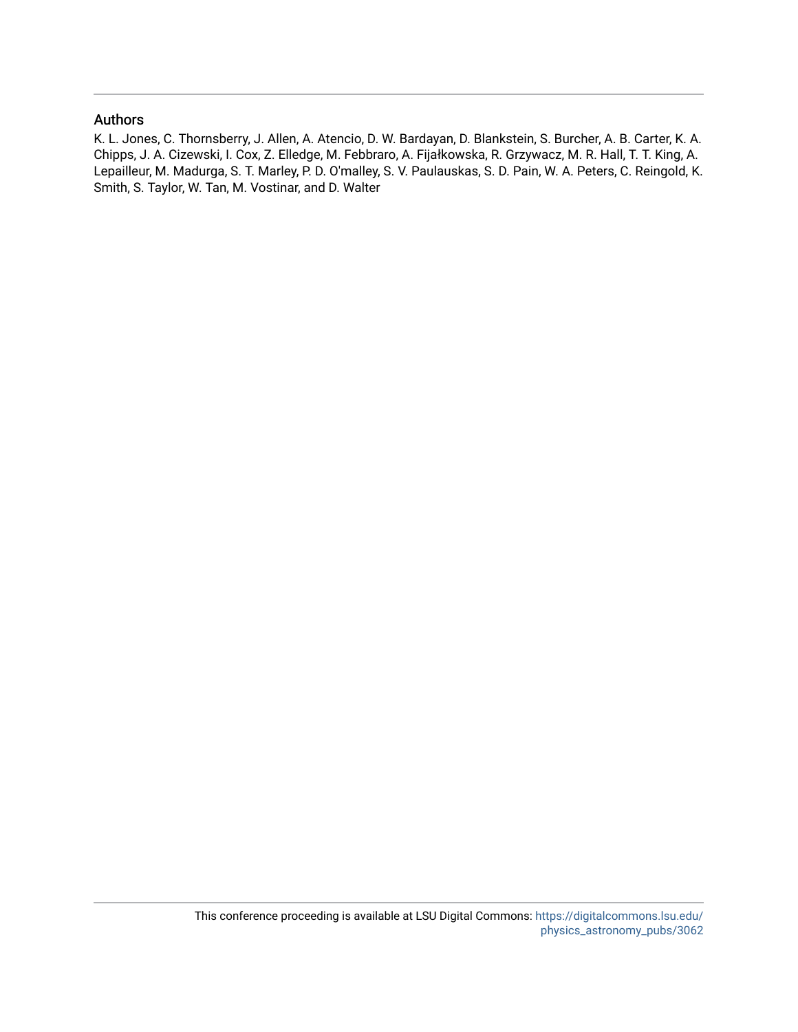## Authors

K. L. Jones, C. Thornsberry, J. Allen, A. Atencio, D. W. Bardayan, D. Blankstein, S. Burcher, A. B. Carter, K. A. Chipps, J. A. Cizewski, I. Cox, Z. Elledge, M. Febbraro, A. Fijałkowska, R. Grzywacz, M. R. Hall, T. T. King, A. Lepailleur, M. Madurga, S. T. Marley, P. D. O'malley, S. V. Paulauskas, S. D. Pain, W. A. Peters, C. Reingold, K. Smith, S. Taylor, W. Tan, M. Vostinar, and D. Walter

This conference proceeding is available at LSU Digital Commons: https://digitalcommons.lsu.edu/physics_astronomy_pubs/3062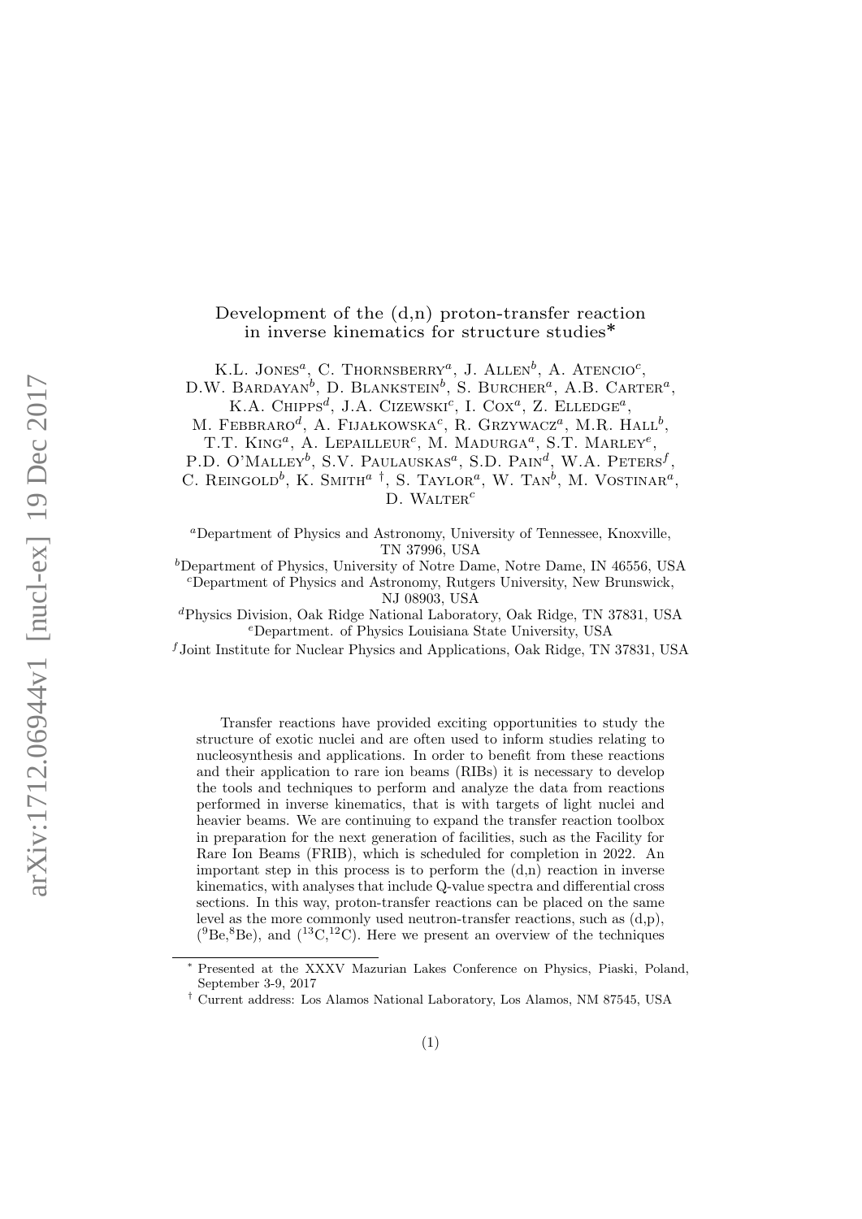# Development of the (d,n) proton-transfer reaction in inverse kinematics for structure studies*

K.L. Jones[a], C. Thornsberry[a], J. Allen[b], A. Atencio[c], D.W. Bardayan[b], D. Blankstein[b], S. Burcher[a], A.B. Carter[a], K.A. Chipps[d], J.A. Cizewski[c], I. Cox[a], Z. Elledge[a], M. Febbraro[d], A. Fijałkowska[c], R. Grzywacz[a], M.R. Hall[b], T.T. King[a], A. Lepailleur[c], M. Madurga[a], S.T. Marley[e], P.D. O'Malley[b], S.V. Paulauskas[a], S.D. Pain[d], W.A. Peters[f], C. Reingold[b], K. Smith[a †], S. Taylor[a], W. Tan[b], M. Vostinar[a], D. Walter[c]

[a]Department of Physics and Astronomy, University of Tennessee, Knoxville, TN 37996, USA

[b]Department of Physics, University of Notre Dame, Notre Dame, IN 46556, USA

[c]Department of Physics and Astronomy, Rutgers University, New Brunswick, NJ 08903, USA

[d]Physics Division, Oak Ridge National Laboratory, Oak Ridge, TN 37831, USA

[e]Department. of Physics Louisiana State University, USA

[f]Joint Institute for Nuclear Physics and Applications, Oak Ridge, TN 37831, USA

Transfer reactions have provided exciting opportunities to study the structure of exotic nuclei and are often used to inform studies relating to nucleosynthesis and applications. In order to benefit from these reactions and their application to rare ion beams (RIBs) it is necessary to develop the tools and techniques to perform and analyze the data from reactions performed in inverse kinematics, that is with targets of light nuclei and heavier beams. We are continuing to expand the transfer reaction toolbox in preparation for the next generation of facilities, such as the Facility for Rare Ion Beams (FRIB), which is scheduled for completion in 2022. An important step in this process is to perform the (d,n) reaction in inverse kinematics, with analyses that include Q-value spectra and differential cross sections. In this way, proton-transfer reactions can be placed on the same level as the more commonly used neutron-transfer reactions, such as (d,p), ($^{9}$Be,$^{8}$Be), and ($^{13}$C,$^{12}$C). Here we present an overview of the techniques

---

* Presented at the XXXV Mazurian Lakes Conference on Physics, Piaski, Poland, September 3-9, 2017

† Current address: Los Alamos National Laboratory, Los Alamos, NM 87545, USA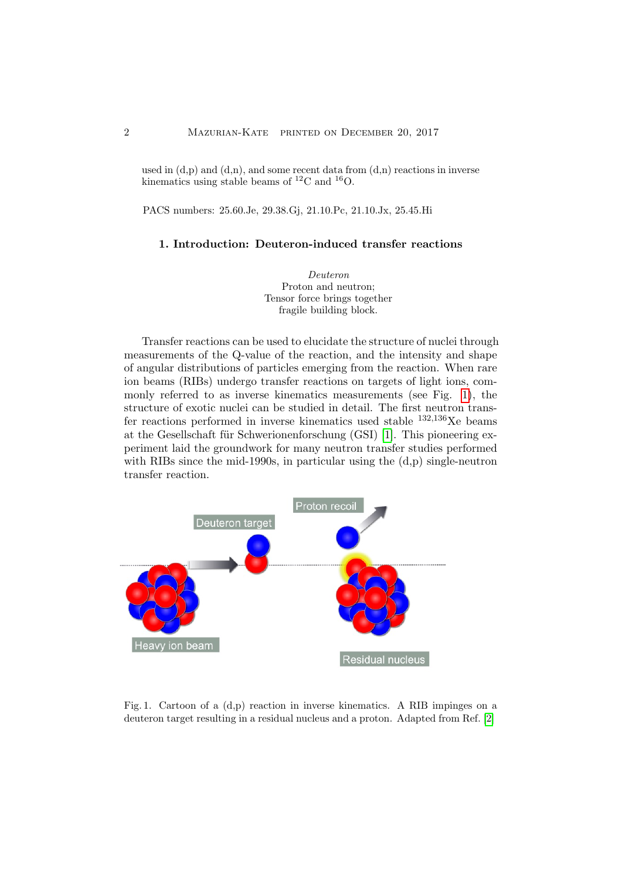used in (d,p) and (d,n), and some recent data from (d,n) reactions in inverse kinematics using stable beams of $^{12}$C and $^{16}$O.

PACS numbers: 25.60.Je, 29.38.Gj, 21.10.Pc, 21.10.Jx, 25.45.Hi

## 1. Introduction: Deuteron-induced transfer reactions

*Deuteron*
Proton and neutron;
Tensor force brings together
fragile building block.

Transfer reactions can be used to elucidate the structure of nuclei through measurements of the Q-value of the reaction, and the intensity and shape of angular distributions of particles emerging from the reaction. When rare ion beams (RIBs) undergo transfer reactions on targets of light ions, commonly referred to as inverse kinematics measurements (see Fig. 1), the structure of exotic nuclei can be studied in detail. The first neutron transfer reactions performed in inverse kinematics used stable $^{132,136}$Xe beams at the Gesellschaft für Schwerionenforschung (GSI) [1]. This pioneering experiment laid the groundwork for many neutron transfer studies performed with RIBs since the mid-1990s, in particular using the (d,p) single-neutron transfer reaction.

Fig. 1. Cartoon of a (d,p) reaction in inverse kinematics. A RIB impinges on a deuteron target resulting in a residual nucleus and a proton. Adapted from Ref. [2]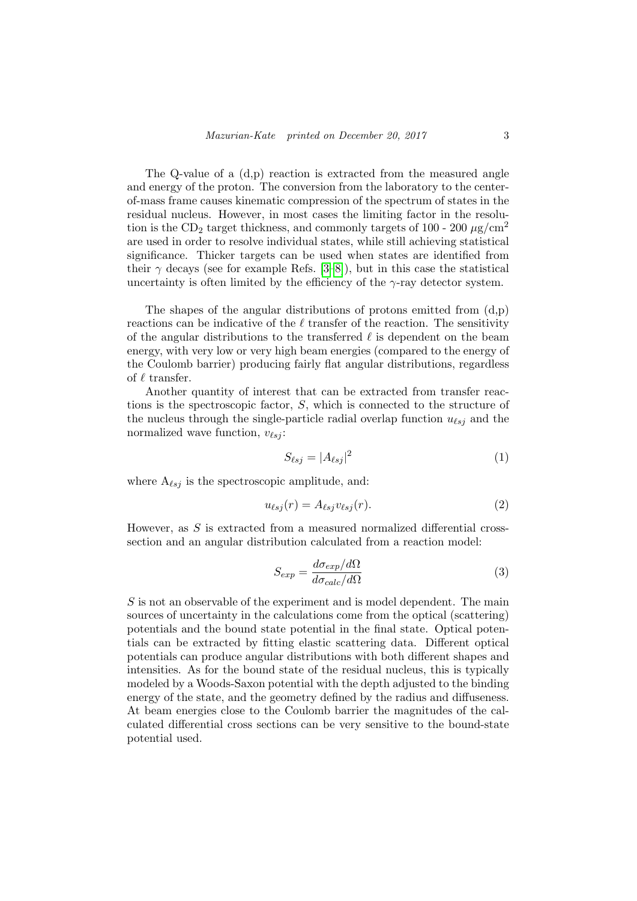The Q-value of a (d,p) reaction is extracted from the measured angle and energy of the proton. The conversion from the laboratory to the center-of-mass frame causes kinematic compression of the spectrum of states in the residual nucleus. However, in most cases the limiting factor in the resolution is the $CD_2$ target thickness, and commonly targets of 100 - 200 $\mu$g/cm$^2$ are used in order to resolve individual states, while still achieving statistical significance. Thicker targets can be used when states are identified from their $\gamma$ decays (see for example Refs. [3–8]), but in this case the statistical uncertainty is often limited by the efficiency of the $\gamma$-ray detector system.

The shapes of the angular distributions of protons emitted from (d,p) reactions can be indicative of the $\ell$ transfer of the reaction. The sensitivity of the angular distributions to the transferred $\ell$ is dependent on the beam energy, with very low or very high beam energies (compared to the energy of the Coulomb barrier) producing fairly flat angular distributions, regardless of $\ell$ transfer.

Another quantity of interest that can be extracted from transfer reactions is the spectroscopic factor, $S$, which is connected to the structure of the nucleus through the single-particle radial overlap function $u_{\ell sj}$ and the normalized wave function, $v_{\ell sj}$:

$$S_{\ell sj} = |A_{\ell sj}|^2 \tag{1}$$

where $A_{\ell sj}$ is the spectroscopic amplitude, and:

$$u_{\ell sj}(r) = A_{\ell sj} v_{\ell sj}(r). \tag{2}$$

However, as $S$ is extracted from a measured normalized differential cross-section and an angular distribution calculated from a reaction model:

$$S_{exp} = \frac{d\sigma_{exp}/d\Omega}{d\sigma_{calc}/d\Omega} \tag{3}$$

$S$ is not an observable of the experiment and is model dependent. The main sources of uncertainty in the calculations come from the optical (scattering) potentials and the bound state potential in the final state. Optical potentials can be extracted by fitting elastic scattering data. Different optical potentials can produce angular distributions with both different shapes and intensities. As for the bound state of the residual nucleus, this is typically modeled by a Woods-Saxon potential with the depth adjusted to the binding energy of the state, and the geometry defined by the radius and diffuseness. At beam energies close to the Coulomb barrier the magnitudes of the calculated differential cross sections can be very sensitive to the bound-state potential used.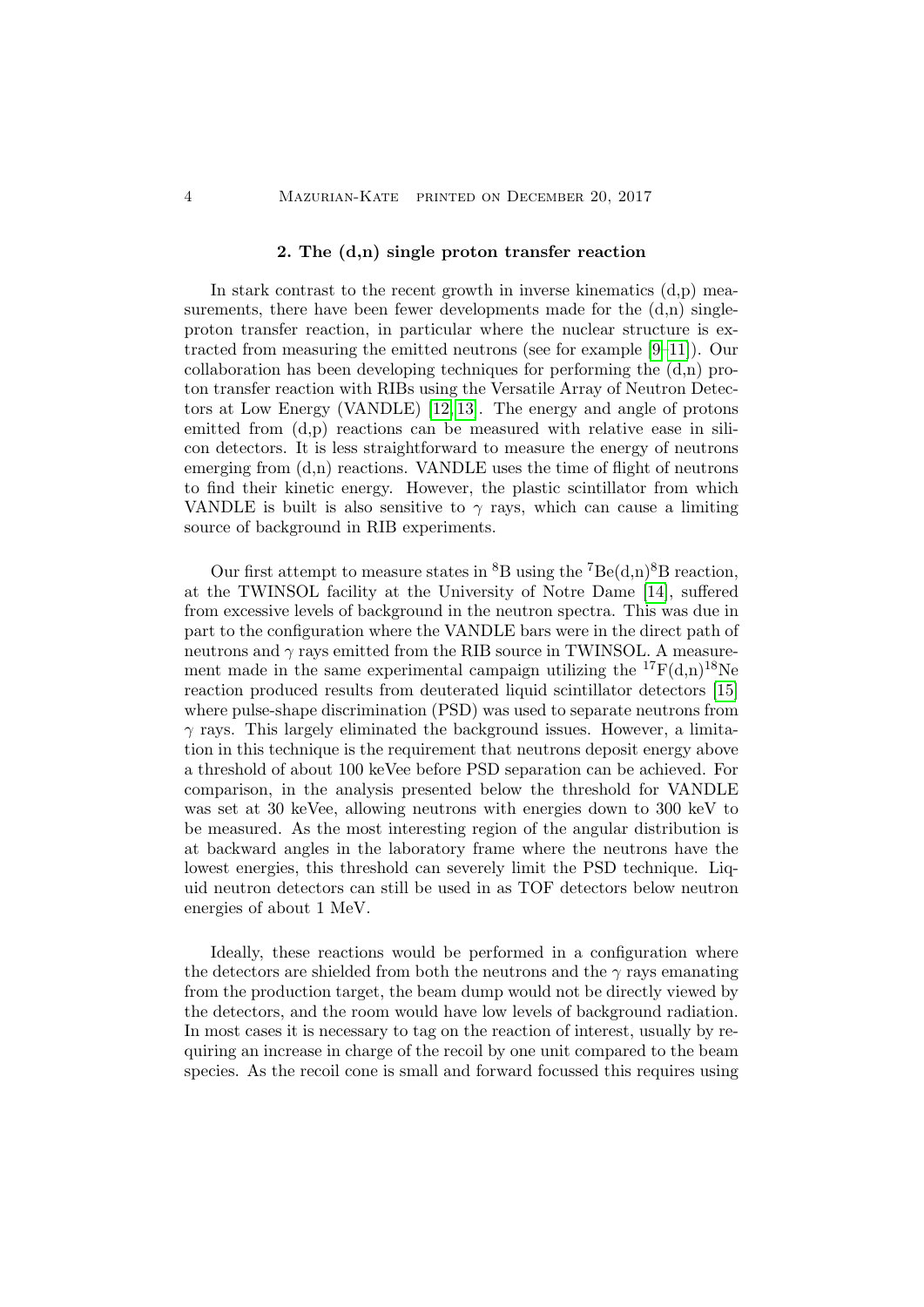## 2. The (d,n) single proton transfer reaction

In stark contrast to the recent growth in inverse kinematics (d,p) measurements, there have been fewer developments made for the (d,n) single-proton transfer reaction, in particular where the nuclear structure is extracted from measuring the emitted neutrons (see for example [9–11]). Our collaboration has been developing techniques for performing the (d,n) proton transfer reaction with RIBs using the Versatile Array of Neutron Detectors at Low Energy (VANDLE) [12, 13]. The energy and angle of protons emitted from (d,p) reactions can be measured with relative ease in silicon detectors. It is less straightforward to measure the energy of neutrons emerging from (d,n) reactions. VANDLE uses the time of flight of neutrons to find their kinetic energy. However, the plastic scintillator from which VANDLE is built is also sensitive to $\gamma$ rays, which can cause a limiting source of background in RIB experiments.

Our first attempt to measure states in $^{8}$B using the $^{7}$Be(d,n)$^{8}$B reaction, at the TWINSOL facility at the University of Notre Dame [14], suffered from excessive levels of background in the neutron spectra. This was due in part to the configuration where the VANDLE bars were in the direct path of neutrons and $\gamma$ rays emitted from the RIB source in TWINSOL. A measurement made in the same experimental campaign utilizing the $^{17}$F(d,n)$^{18}$Ne reaction produced results from deuterated liquid scintillator detectors [15] where pulse-shape discrimination (PSD) was used to separate neutrons from $\gamma$ rays. This largely eliminated the background issues. However, a limitation in this technique is the requirement that neutrons deposit energy above a threshold of about 100 keVee before PSD separation can be achieved. For comparison, in the analysis presented below the threshold for VANDLE was set at 30 keVee, allowing neutrons with energies down to 300 keV to be measured. As the most interesting region of the angular distribution is at backward angles in the laboratory frame where the neutrons have the lowest energies, this threshold can severely limit the PSD technique. Liquid neutron detectors can still be used in as TOF detectors below neutron energies of about 1 MeV.

Ideally, these reactions would be performed in a configuration where the detectors are shielded from both the neutrons and the $\gamma$ rays emanating from the production target, the beam dump would not be directly viewed by the detectors, and the room would have low levels of background radiation. In most cases it is necessary to tag on the reaction of interest, usually by requiring an increase in charge of the recoil by one unit compared to the beam species. As the recoil cone is small and forward focussed this requires using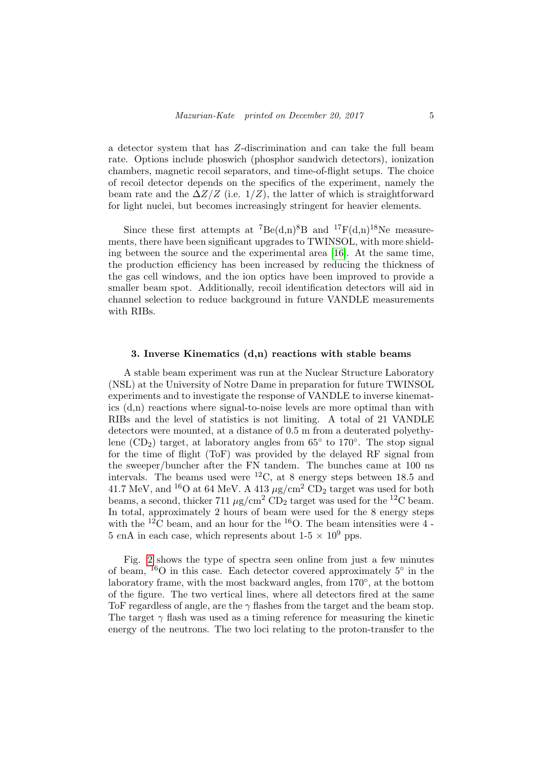a detector system that has $Z$-discrimination and can take the full beam rate. Options include phoswich (phosphor sandwich detectors), ionization chambers, magnetic recoil separators, and time-of-flight setups. The choice of recoil detector depends on the specifics of the experiment, namely the beam rate and the $\Delta Z/Z$ (i.e. $1/Z$), the latter of which is straightforward for light nuclei, but becomes increasingly stringent for heavier elements.

Since these first attempts at $^{7}$Be(d,n)$^{8}$B and $^{17}$F(d,n)$^{18}$Ne measurements, there have been significant upgrades to TWINSOL, with more shielding between the source and the experimental area [16]. At the same time, the production efficiency has been increased by reducing the thickness of the gas cell windows, and the ion optics have been improved to provide a smaller beam spot. Additionally, recoil identification detectors will aid in channel selection to reduce background in future VANDLE measurements with RIBs.

### 3. Inverse Kinematics (d,n) reactions with stable beams

A stable beam experiment was run at the Nuclear Structure Laboratory (NSL) at the University of Notre Dame in preparation for future TWINSOL experiments and to investigate the response of VANDLE to inverse kinematics (d,n) reactions where signal-to-noise levels are more optimal than with RIBs and the level of statistics is not limiting. A total of 21 VANDLE detectors were mounted, at a distance of 0.5 m from a deuterated polyethylene ($CD_2$) target, at laboratory angles from 65° to 170°. The stop signal for the time of flight (ToF) was provided by the delayed RF signal from the sweeper/buncher after the FN tandem. The bunches came at 100 ns intervals. The beams used were $^{12}$C, at 8 energy steps between 18.5 and 41.7 MeV, and $^{16}$O at 64 MeV. A 413 $\mu$g/cm$^2$ $CD_2$ target was used for both beams, a second, thicker 711 $\mu$g/cm$^2$ $CD_2$ target was used for the $^{12}$C beam. In total, approximately 2 hours of beam were used for the 8 energy steps with the $^{12}$C beam, and an hour for the $^{16}$O. The beam intensities were 4 - 5 $e$nA in each case, which represents about 1-5 $\times$ $10^9$ pps.

Fig. 2 shows the type of spectra seen online from just a few minutes of beam, $^{16}$O in this case. Each detector covered approximately 5° in the laboratory frame, with the most backward angles, from 170°, at the bottom of the figure. The two vertical lines, where all detectors fired at the same ToF regardless of angle, are the $\gamma$ flashes from the target and the beam stop. The target $\gamma$ flash was used as a timing reference for measuring the kinetic energy of the neutrons. The two loci relating to the proton-transfer to the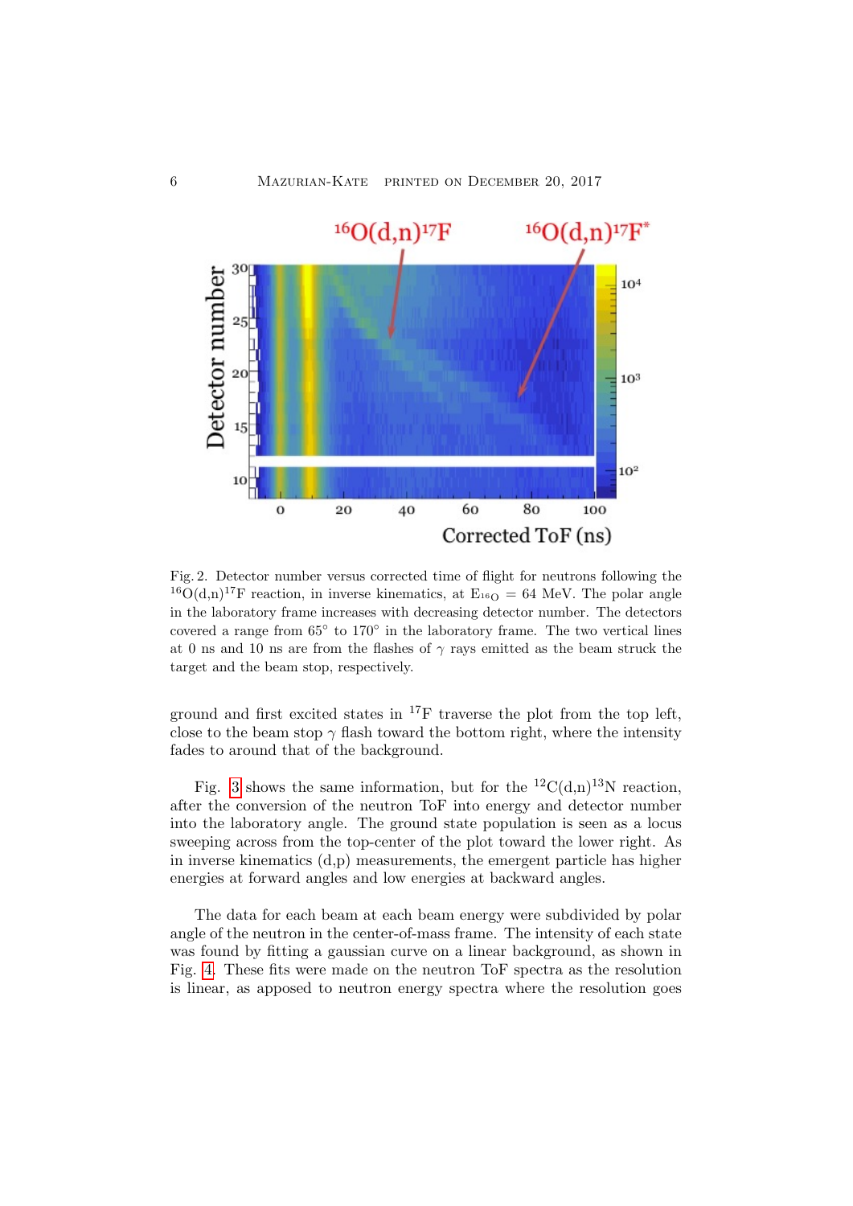Fig. 2. Detector number versus corrected time of flight for neutrons following the $^{16}$O(d,n)$^{17}$F reaction, in inverse kinematics, at $E_{^{16}O}$ = 64 MeV. The polar angle in the laboratory frame increases with decreasing detector number. The detectors covered a range from 65° to 170° in the laboratory frame. The two vertical lines at 0 ns and 10 ns are from the flashes of $\gamma$ rays emitted as the beam struck the target and the beam stop, respectively.

ground and first excited states in $^{17}$F traverse the plot from the top left, close to the beam stop $\gamma$ flash toward the bottom right, where the intensity fades to around that of the background.

Fig. 3 shows the same information, but for the $^{12}$C(d,n)$^{13}$N reaction, after the conversion of the neutron ToF into energy and detector number into the laboratory angle. The ground state population is seen as a locus sweeping across from the top-center of the plot toward the lower right. As in inverse kinematics (d,p) measurements, the emergent particle has higher energies at forward angles and low energies at backward angles.

The data for each beam at each beam energy were subdivided by polar angle of the neutron in the center-of-mass frame. The intensity of each state was found by fitting a gaussian curve on a linear background, as shown in Fig. 4. These fits were made on the neutron ToF spectra as the resolution is linear, as apposed to neutron energy spectra where the resolution goes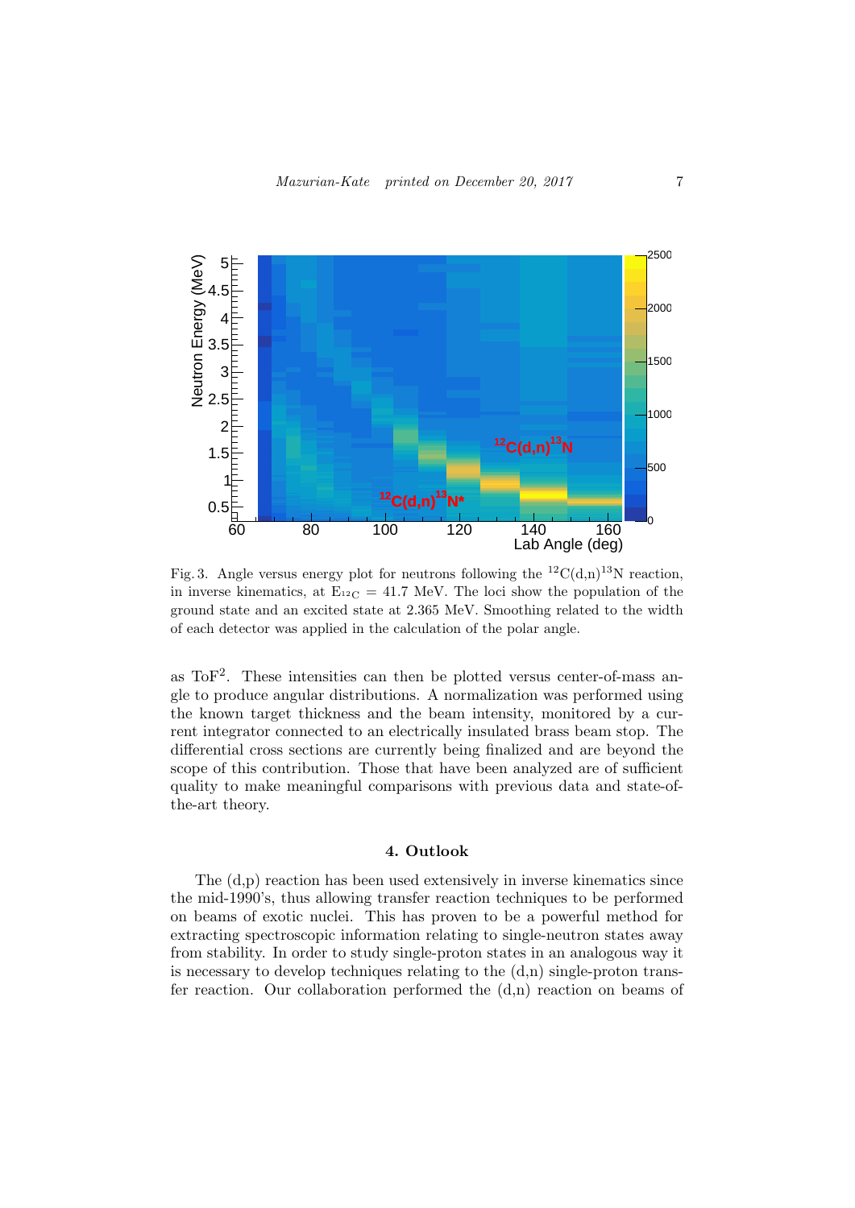Fig. 3. Angle versus energy plot for neutrons following the $^{12}$C(d,n)$^{13}$N reaction, in inverse kinematics, at $E_{^{12}C} = 41.7$ MeV. The loci show the population of the ground state and an excited state at 2.365 MeV. Smoothing related to the width of each detector was applied in the calculation of the polar angle.

as ToF$^2$. These intensities can then be plotted versus center-of-mass angle to produce angular distributions. A normalization was performed using the known target thickness and the beam intensity, monitored by a current integrator connected to an electrically insulated brass beam stop. The differential cross sections are currently being finalized and are beyond the scope of this contribution. Those that have been analyzed are of sufficient quality to make meaningful comparisons with previous data and state-of-the-art theory.

## 4. Outlook

The (d,p) reaction has been used extensively in inverse kinematics since the mid-1990's, thus allowing transfer reaction techniques to be performed on beams of exotic nuclei. This has proven to be a powerful method for extracting spectroscopic information relating to single-neutron states away from stability. In order to study single-proton states in an analogous way it is necessary to develop techniques relating to the (d,n) single-proton transfer reaction. Our collaboration performed the (d,n) reaction on beams of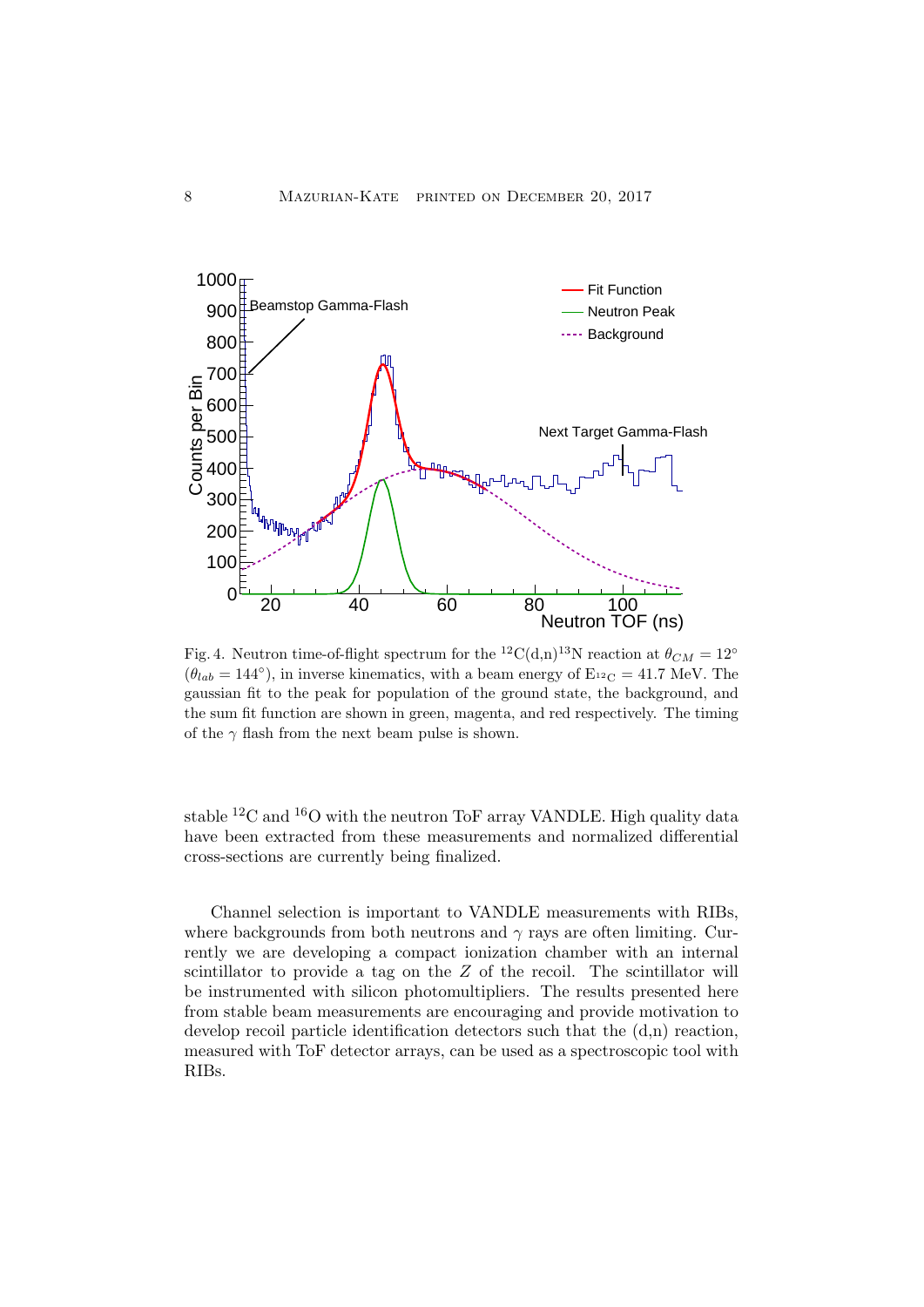Fig. 4. Neutron time-of-flight spectrum for the $^{12}$C(d,n)$^{13}$N reaction at $\theta_{CM} = 12^{\circ}$ ($\theta_{lab} = 144^{\circ}$), in inverse kinematics, with a beam energy of $E_{^{12}C} = 41.7$ MeV. The gaussian fit to the peak for population of the ground state, the background, and the sum fit function are shown in green, magenta, and red respectively. The timing of the $\gamma$ flash from the next beam pulse is shown.

stable $^{12}$C and $^{16}$O with the neutron ToF array VANDLE. High quality data have been extracted from these measurements and normalized differential cross-sections are currently being finalized.

Channel selection is important to VANDLE measurements with RIBs, where backgrounds from both neutrons and $\gamma$ rays are often limiting. Currently we are developing a compact ionization chamber with an internal scintillator to provide a tag on the $Z$ of the recoil. The scintillator will be instrumented with silicon photomultipliers. The results presented here from stable beam measurements are encouraging and provide motivation to develop recoil particle identification detectors such that the (d,n) reaction, measured with ToF detector arrays, can be used as a spectroscopic tool with RIBs.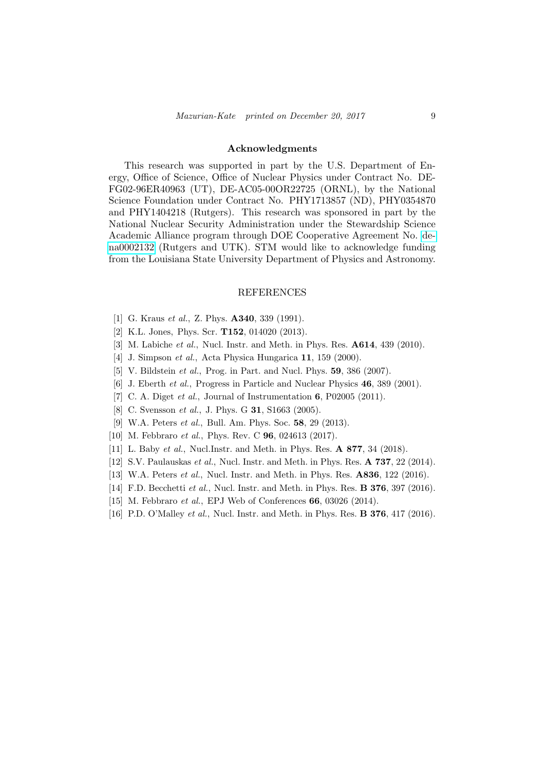## Acknowledgments

This research was supported in part by the U.S. Department of Energy, Office of Science, Office of Nuclear Physics under Contract No. DE-FG02-96ER40963 (UT), DE-AC05-00OR22725 (ORNL), by the National Science Foundation under Contract No. PHY1713857 (ND), PHY0354870 and PHY1404218 (Rutgers). This research was sponsored in part by the National Nuclear Security Administration under the Stewardship Science Academic Alliance program through DOE Cooperative Agreement No. de-na0002132 (Rutgers and UTK). STM would like to acknowledge funding from the Louisiana State University Department of Physics and Astronomy.

## REFERENCES

[1] G. Kraus *et al.*, Z. Phys. **A340**, 339 (1991).

[2] K.L. Jones, Phys. Scr. **T152**, 014020 (2013).

[3] M. Labiche *et al.*, Nucl. Instr. and Meth. in Phys. Res. **A614**, 439 (2010).

[4] J. Simpson *et al.*, Acta Physica Hungarica **11**, 159 (2000).

[5] V. Bildstein *et al.*, Prog. in Part. and Nucl. Phys. **59**, 386 (2007).

[6] J. Eberth *et al.*, Progress in Particle and Nuclear Physics **46**, 389 (2001).

[7] C. A. Diget *et al.*, Journal of Instrumentation **6**, P02005 (2011).

[8] C. Svensson *et al.*, J. Phys. G **31**, S1663 (2005).

[9] W.A. Peters *et al.*, Bull. Am. Phys. Soc. **58**, 29 (2013).

[10] M. Febbraro *et al.*, Phys. Rev. C **96**, 024613 (2017).

[11] L. Baby *et al.*, Nucl.Instr. and Meth. in Phys. Res. **A 877**, 34 (2018).

[12] S.V. Paulauskas *et al.*, Nucl. Instr. and Meth. in Phys. Res. **A 737**, 22 (2014).

[13] W.A. Peters *et al.*, Nucl. Instr. and Meth. in Phys. Res. **A836**, 122 (2016).

[14] F.D. Becchetti *et al.*, Nucl. Instr. and Meth. in Phys. Res. **B 376**, 397 (2016).

[15] M. Febbraro *et al.*, EPJ Web of Conferences **66**, 03026 (2014).

[16] P.D. O'Malley *et al.*, Nucl. Instr. and Meth. in Phys. Res. **B 376**, 417 (2016).